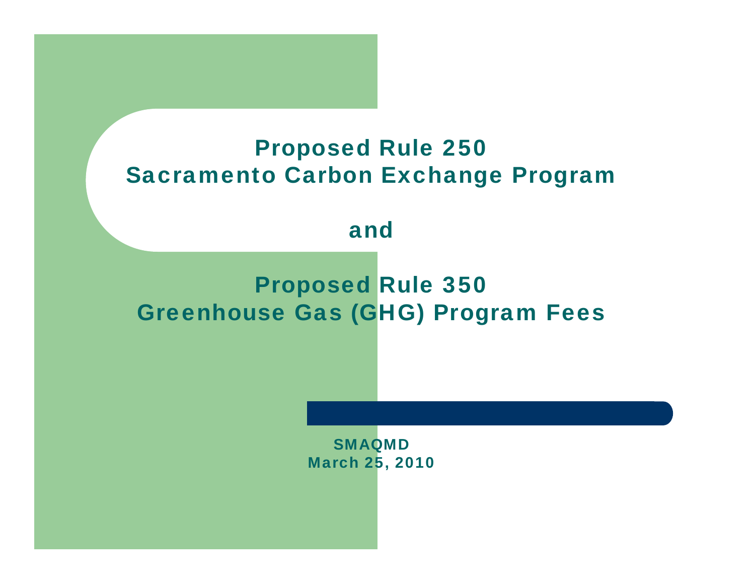# Proposed Rule 250
# Sacramento Carbon Exchange Program

# and

# Proposed Rule 350
# Greenhouse Gas (GHG) Program Fees

**SMAQMD**
**March 25, 2010**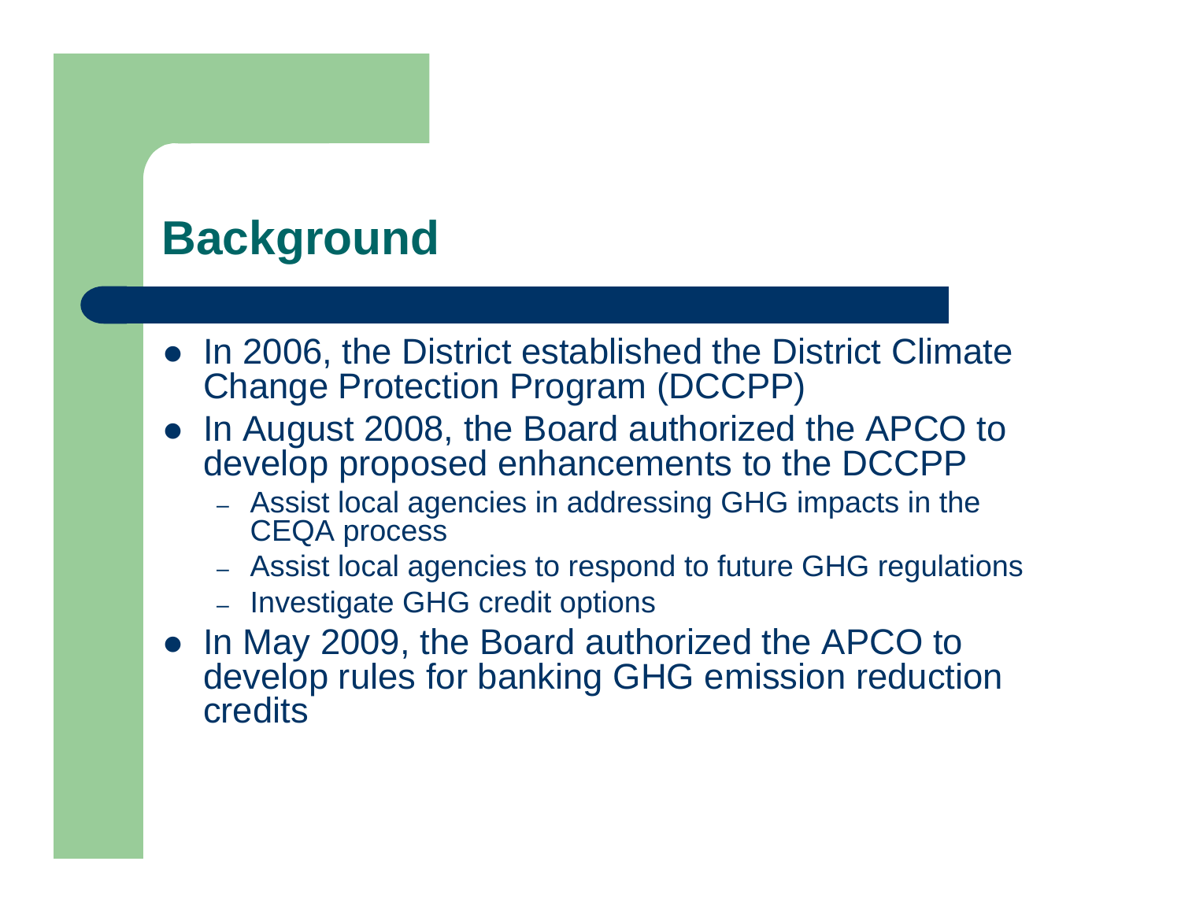# Background

- In 2006, the District established the District Climate Change Protection Program (DCCPP)
- In August 2008, the Board authorized the APCO to develop proposed enhancements to the DCCPP
  - Assist local agencies in addressing GHG impacts in the CEQA process
  - Assist local agencies to respond to future GHG regulations
  - Investigate GHG credit options
- In May 2009, the Board authorized the APCO to develop rules for banking GHG emission reduction credits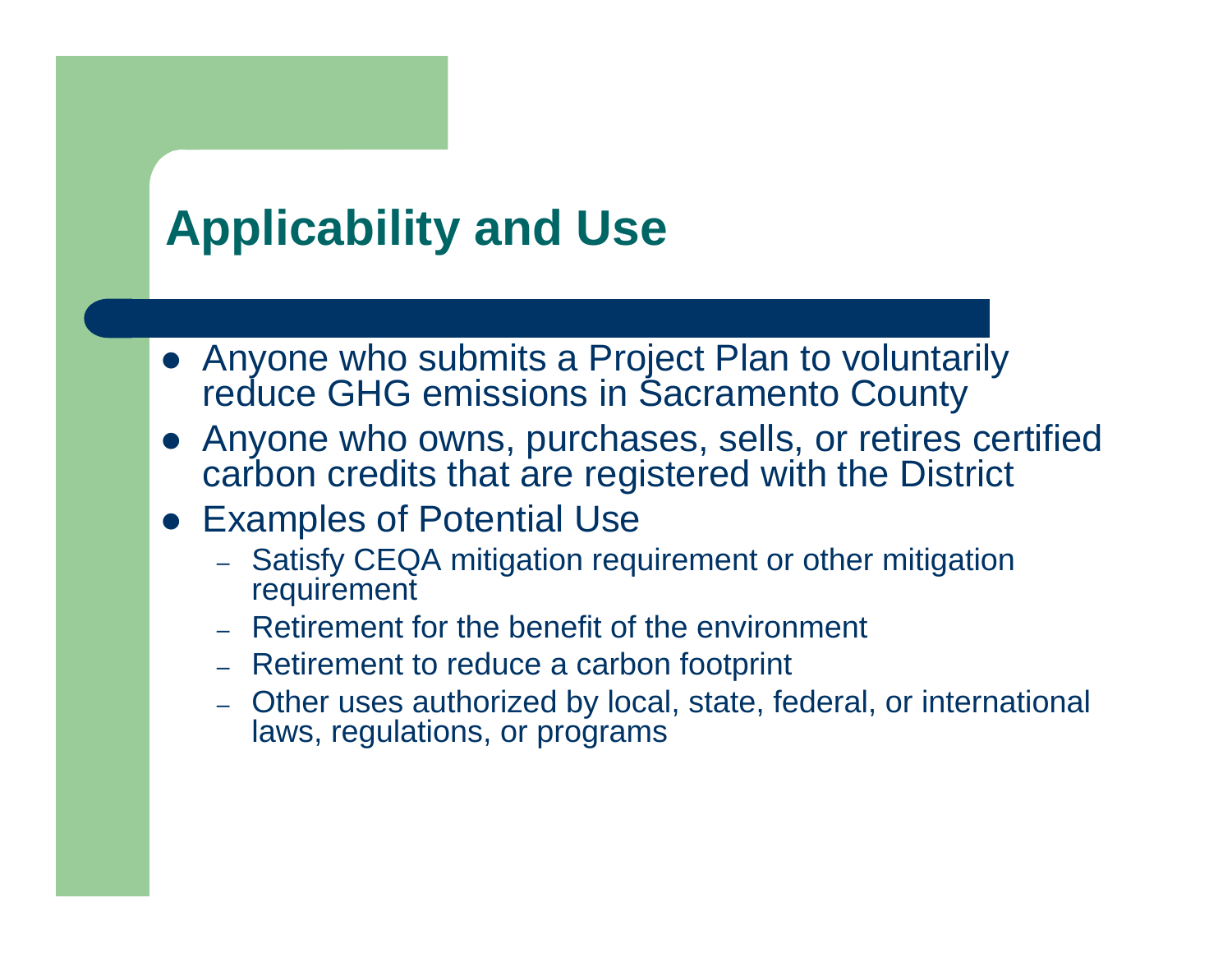# Applicability and Use

- Anyone who submits a Project Plan to voluntarily reduce GHG emissions in Sacramento County
- Anyone who owns, purchases, sells, or retires certified carbon credits that are registered with the District
- Examples of Potential Use
  - Satisfy CEQA mitigation requirement or other mitigation requirement
  - Retirement for the benefit of the environment
  - Retirement to reduce a carbon footprint
  - Other uses authorized by local, state, federal, or international laws, regulations, or programs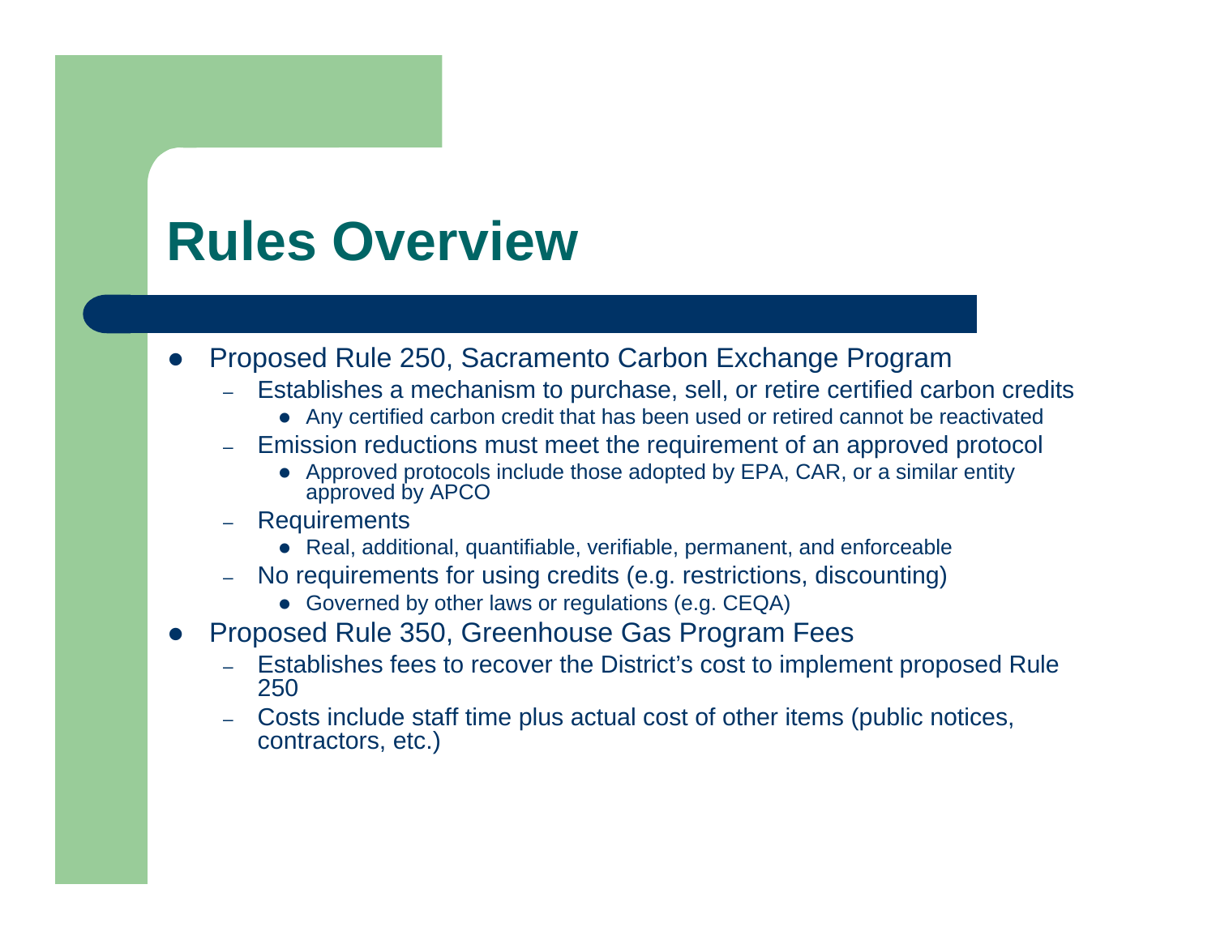# Rules Overview

- Proposed Rule 250, Sacramento Carbon Exchange Program
  - Establishes a mechanism to purchase, sell, or retire certified carbon credits
    - Any certified carbon credit that has been used or retired cannot be reactivated
  - Emission reductions must meet the requirement of an approved protocol
    - Approved protocols include those adopted by EPA, CAR, or a similar entity approved by APCO
  - Requirements
    - Real, additional, quantifiable, verifiable, permanent, and enforceable
  - No requirements for using credits (e.g. restrictions, discounting)
    - Governed by other laws or regulations (e.g. CEQA)
- Proposed Rule 350, Greenhouse Gas Program Fees
  - Establishes fees to recover the District's cost to implement proposed Rule 250
  - Costs include staff time plus actual cost of other items (public notices, contractors, etc.)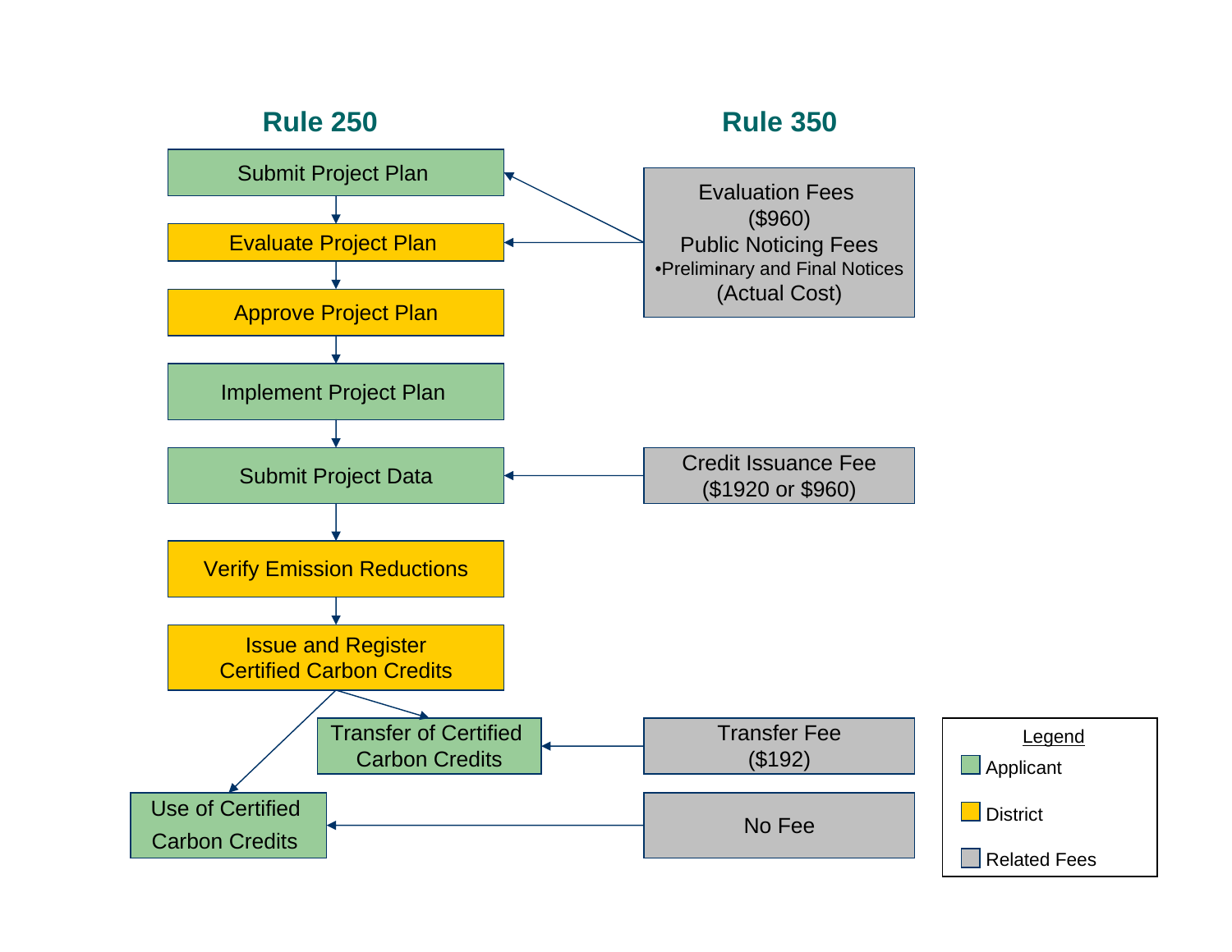## Rule 250

Submit Project Plan

Evaluate Project Plan

Approve Project Plan

Implement Project Plan

Submit Project Data

Verify Emission Reductions

Issue and Register Certified Carbon Credits

Transfer of Certified Carbon Credits

Use of Certified Carbon Credits

## Rule 350

Evaluation Fees ($960)
Public Noticing Fees
•Preliminary and Final Notices
(Actual Cost)

Credit Issuance Fee ($1920 or $960)

Transfer Fee ($192)

No Fee

Legend
Applicant
District
Related Fees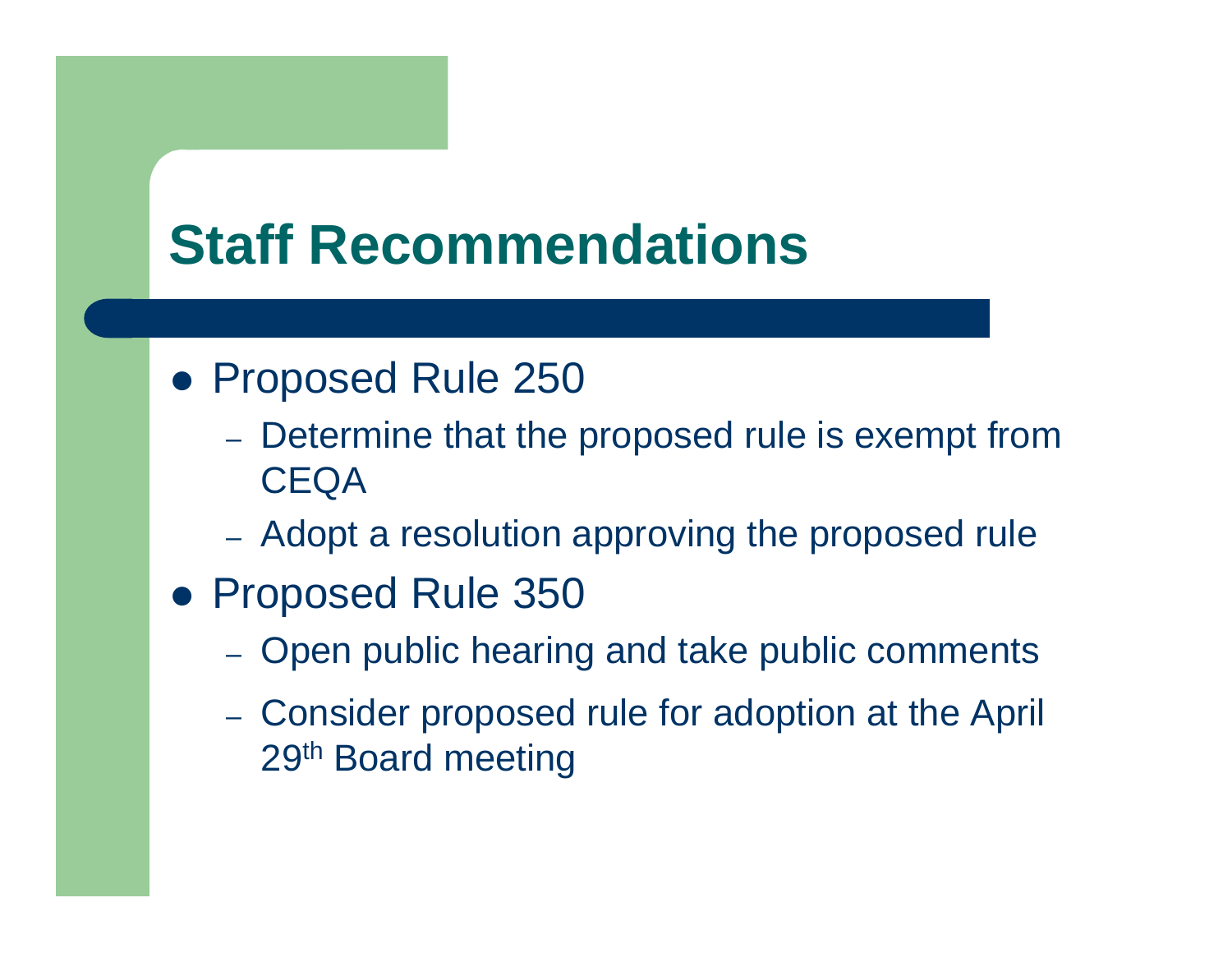# Staff Recommendations

- Proposed Rule 250
  - Determine that the proposed rule is exempt from CEQA
  - Adopt a resolution approving the proposed rule
- Proposed Rule 350
  - Open public hearing and take public comments
  - Consider proposed rule for adoption at the April $29^{th}$ Board meeting